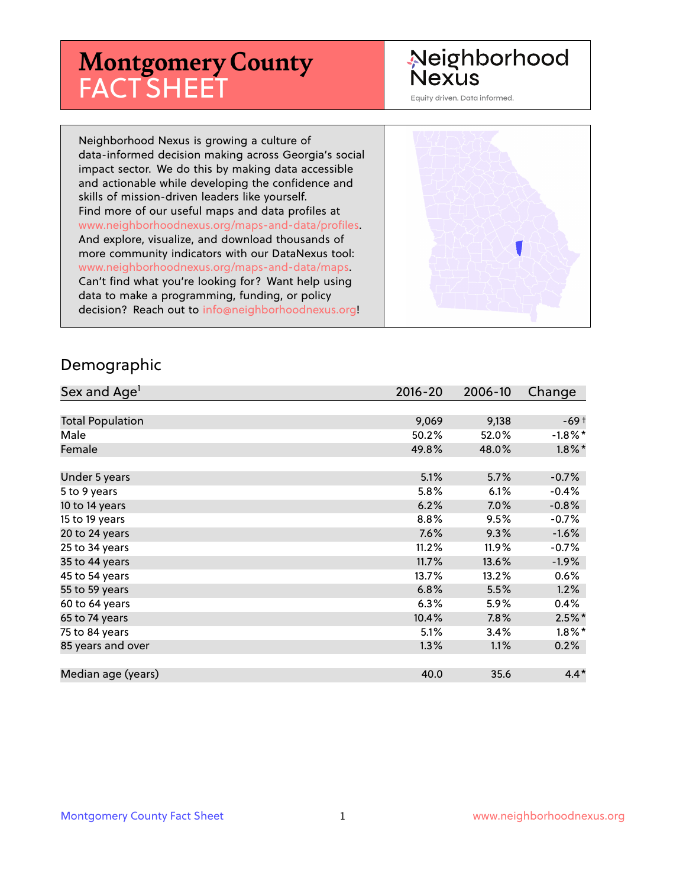# Montgomery County FACT SHEET

Neighborhood Nexus

Equity driven. Data informed.

Neighborhood Nexus is growing a culture of data-informed decision making across Georgia's social impact sector. We do this by making data accessible and actionable while developing the confidence and skills of mission-driven leaders like yourself. Find more of our useful maps and data profiles at www.neighborhoodnexus.org/maps-and-data/profiles. And explore, visualize, and download thousands of more community indicators with our DataNexus tool: www.neighborhoodnexus.org/maps-and-data/maps. Can't find what you're looking for? Want help using data to make a programming, funding, or policy decision? Reach out to info@neighborhoodnexus.org!

## Demographic

| Sex and Age[1] | 2016-20 | 2006-10 | Change |
|---|---|---|---|
| Total Population | 9,069 | 9,138 | -69 † |
| Male | 50.2% | 52.0% | -1.8% * |
| Female | 49.8% | 48.0% | 1.8% * |
| | | | |
| Under 5 years | 5.1% | 5.7% | -0.7% |
| 5 to 9 years | 5.8% | 6.1% | -0.4% |
| 10 to 14 years | 6.2% | 7.0% | -0.8% |
| 15 to 19 years | 8.8% | 9.5% | -0.7% |
| 20 to 24 years | 7.6% | 9.3% | -1.6% |
| 25 to 34 years | 11.2% | 11.9% | -0.7% |
| 35 to 44 years | 11.7% | 13.6% | -1.9% |
| 45 to 54 years | 13.7% | 13.2% | 0.6% |
| 55 to 59 years | 6.8% | 5.5% | 1.2% |
| 60 to 64 years | 6.3% | 5.9% | 0.4% |
| 65 to 74 years | 10.4% | 7.8% | 2.5% * |
| 75 to 84 years | 5.1% | 3.4% | 1.8% * |
| 85 years and over | 1.3% | 1.1% | 0.2% |
| | | | |
| Median age (years) | 40.0 | 35.6 | 4.4 * |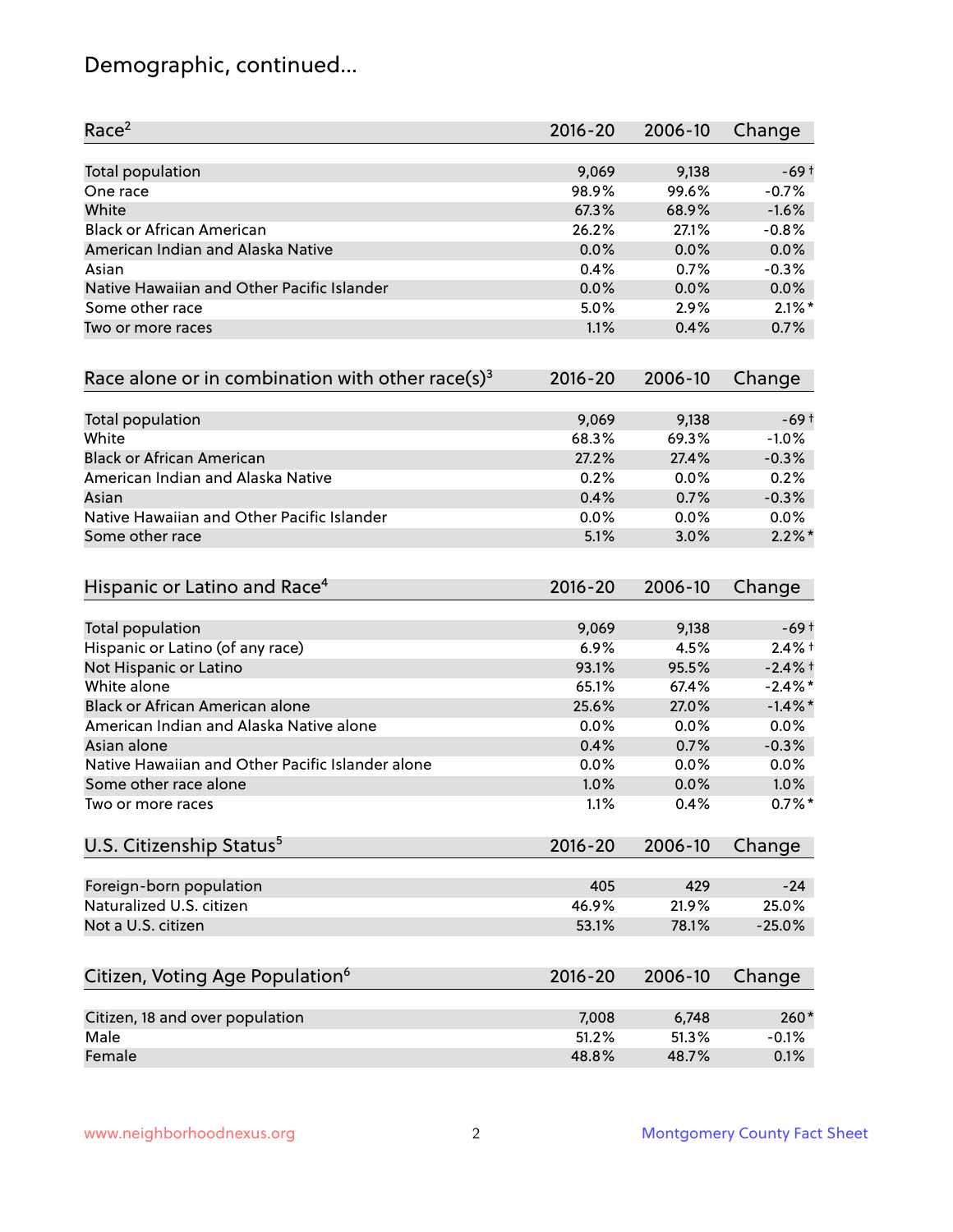# Demographic, continued...

| Race[2] | 2016-20 | 2006-10 | Change |
|---|---|---|---|
| Total population | 9,069 | 9,138 | -69 † |
| One race | 98.9% | 99.6% | -0.7% |
| White | 67.3% | 68.9% | -1.6% |
| Black or African American | 26.2% | 27.1% | -0.8% |
| American Indian and Alaska Native | 0.0% | 0.0% | 0.0% |
| Asian | 0.4% | 0.7% | -0.3% |
| Native Hawaiian and Other Pacific Islander | 0.0% | 0.0% | 0.0% |
| Some other race | 5.0% | 2.9% | 2.1% * |
| Two or more races | 1.1% | 0.4% | 0.7% |

| Race alone or in combination with other race(s)[3] | 2016-20 | 2006-10 | Change |
|---|---|---|---|
| Total population | 9,069 | 9,138 | -69 † |
| White | 68.3% | 69.3% | -1.0% |
| Black or African American | 27.2% | 27.4% | -0.3% |
| American Indian and Alaska Native | 0.2% | 0.0% | 0.2% |
| Asian | 0.4% | 0.7% | -0.3% |
| Native Hawaiian and Other Pacific Islander | 0.0% | 0.0% | 0.0% |
| Some other race | 5.1% | 3.0% | 2.2% * |

| Hispanic or Latino and Race[4] | 2016-20 | 2006-10 | Change |
|---|---|---|---|
| Total population | 9,069 | 9,138 | -69 † |
| Hispanic or Latino (of any race) | 6.9% | 4.5% | 2.4% † |
| Not Hispanic or Latino | 93.1% | 95.5% | -2.4% † |
| White alone | 65.1% | 67.4% | -2.4% * |
| Black or African American alone | 25.6% | 27.0% | -1.4% * |
| American Indian and Alaska Native alone | 0.0% | 0.0% | 0.0% |
| Asian alone | 0.4% | 0.7% | -0.3% |
| Native Hawaiian and Other Pacific Islander alone | 0.0% | 0.0% | 0.0% |
| Some other race alone | 1.0% | 0.0% | 1.0% |
| Two or more races | 1.1% | 0.4% | 0.7% * |

| U.S. Citizenship Status[5] | 2016-20 | 2006-10 | Change |
|---|---|---|---|
| Foreign-born population | 405 | 429 | -24 |
| Naturalized U.S. citizen | 46.9% | 21.9% | 25.0% |
| Not a U.S. citizen | 53.1% | 78.1% | -25.0% |

| Citizen, Voting Age Population[6] | 2016-20 | 2006-10 | Change |
|---|---|---|---|
| Citizen, 18 and over population | 7,008 | 6,748 | 260 * |
| Male | 51.2% | 51.3% | -0.1% |
| Female | 48.8% | 48.7% | 0.1% |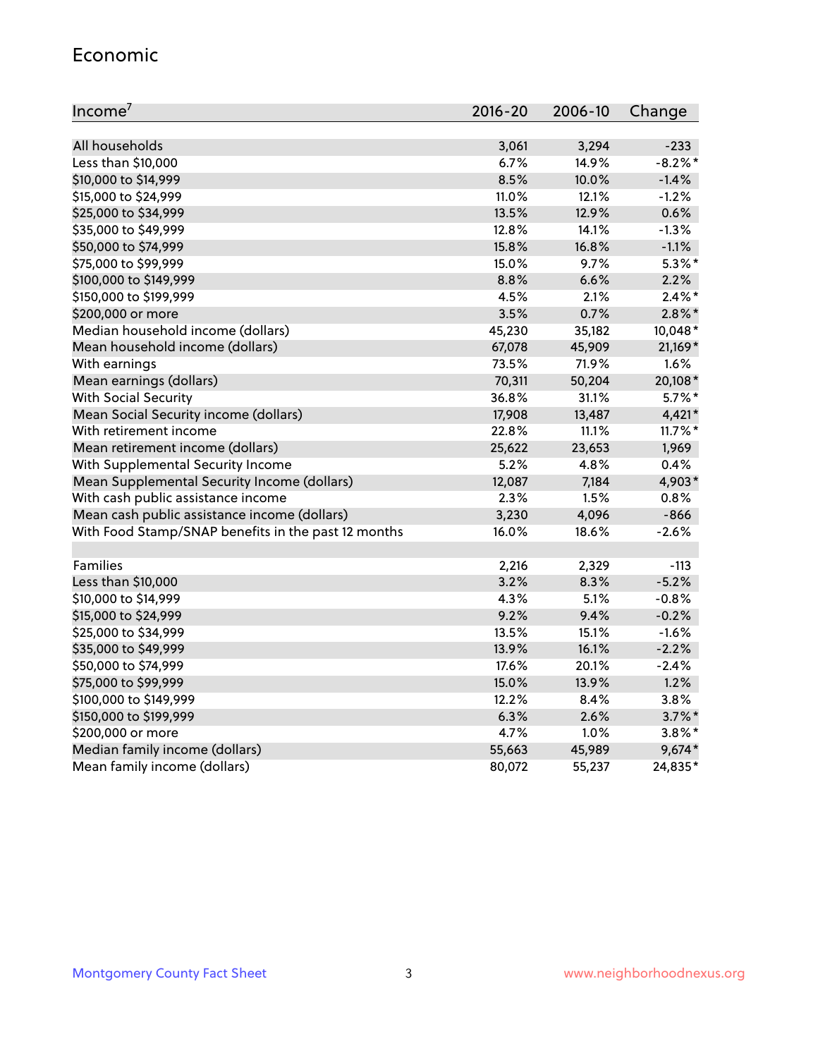## Economic

| Income[7] | 2016-20 | 2006-10 | Change |
|---|---|---|---|
| All households | 3,061 | 3,294 | -233 |
| Less than $10,000 | 6.7% | 14.9% | -8.2%* |
| $10,000 to $14,999 | 8.5% | 10.0% | -1.4% |
| $15,000 to $24,999 | 11.0% | 12.1% | -1.2% |
| $25,000 to $34,999 | 13.5% | 12.9% | 0.6% |
| $35,000 to $49,999 | 12.8% | 14.1% | -1.3% |
| $50,000 to $74,999 | 15.8% | 16.8% | -1.1% |
| $75,000 to $99,999 | 15.0% | 9.7% | 5.3%* |
| $100,000 to $149,999 | 8.8% | 6.6% | 2.2% |
| $150,000 to $199,999 | 4.5% | 2.1% | 2.4%* |
| $200,000 or more | 3.5% | 0.7% | 2.8%* |
| Median household income (dollars) | 45,230 | 35,182 | 10,048* |
| Mean household income (dollars) | 67,078 | 45,909 | 21,169* |
| With earnings | 73.5% | 71.9% | 1.6% |
| Mean earnings (dollars) | 70,311 | 50,204 | 20,108* |
| With Social Security | 36.8% | 31.1% | 5.7%* |
| Mean Social Security income (dollars) | 17,908 | 13,487 | 4,421* |
| With retirement income | 22.8% | 11.1% | 11.7%* |
| Mean retirement income (dollars) | 25,622 | 23,653 | 1,969 |
| With Supplemental Security Income | 5.2% | 4.8% | 0.4% |
| Mean Supplemental Security Income (dollars) | 12,087 | 7,184 | 4,903* |
| With cash public assistance income | 2.3% | 1.5% | 0.8% |
| Mean cash public assistance income (dollars) | 3,230 | 4,096 | -866 |
| With Food Stamp/SNAP benefits in the past 12 months | 16.0% | 18.6% | -2.6% |
| | | | |
| Families | 2,216 | 2,329 | -113 |
| Less than $10,000 | 3.2% | 8.3% | -5.2% |
| $10,000 to $14,999 | 4.3% | 5.1% | -0.8% |
| $15,000 to $24,999 | 9.2% | 9.4% | -0.2% |
| $25,000 to $34,999 | 13.5% | 15.1% | -1.6% |
| $35,000 to $49,999 | 13.9% | 16.1% | -2.2% |
| $50,000 to $74,999 | 17.6% | 20.1% | -2.4% |
| $75,000 to $99,999 | 15.0% | 13.9% | 1.2% |
| $100,000 to $149,999 | 12.2% | 8.4% | 3.8% |
| $150,000 to $199,999 | 6.3% | 2.6% | 3.7%* |
| $200,000 or more | 4.7% | 1.0% | 3.8%* |
| Median family income (dollars) | 55,663 | 45,989 | 9,674* |
| Mean family income (dollars) | 80,072 | 55,237 | 24,835* |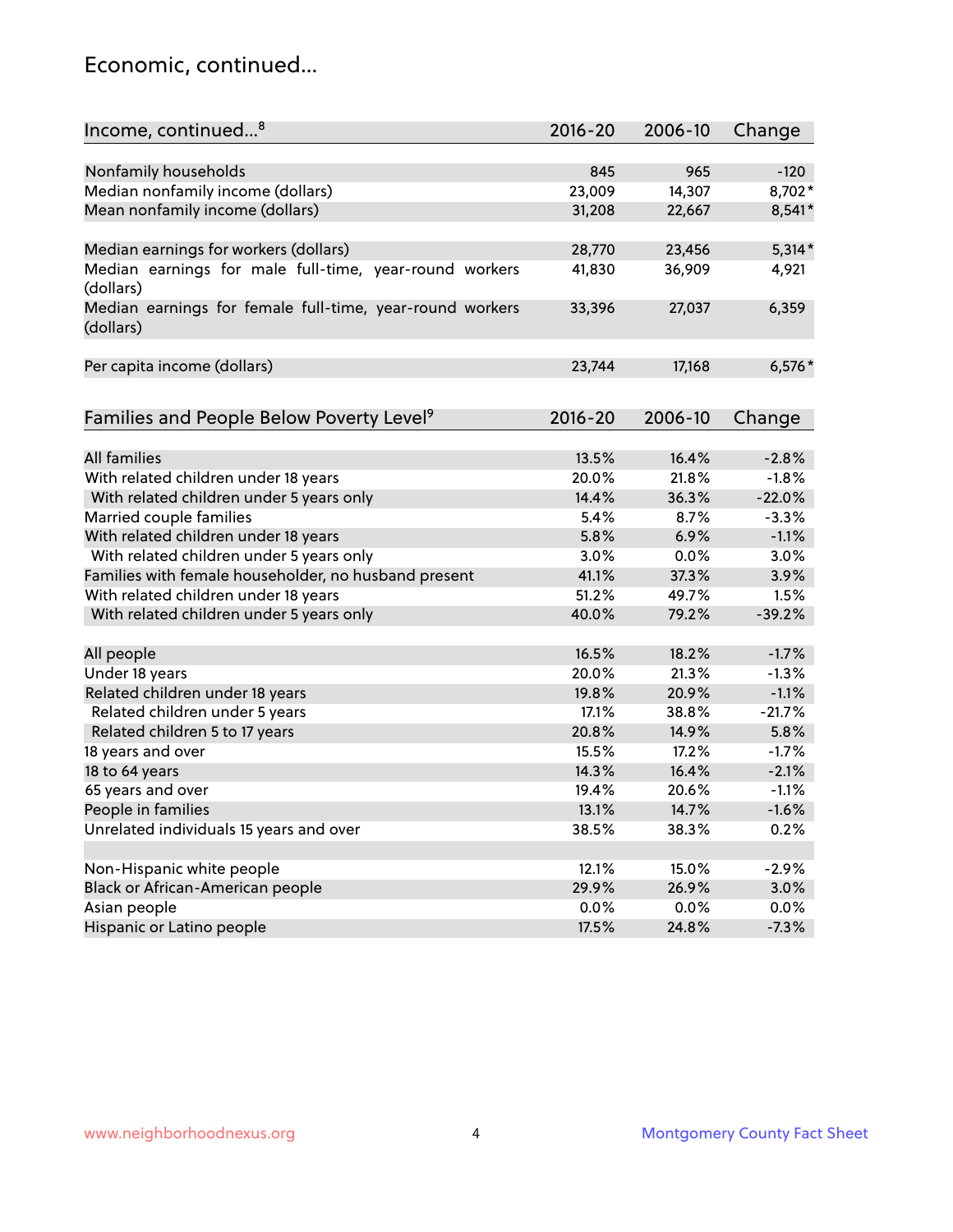## Economic, continued...

| Income, continued...[8] | 2016-20 | 2006-10 | Change |
|---|---|---|---|
| Nonfamily households | 845 | 965 | -120 |
| Median nonfamily income (dollars) | 23,009 | 14,307 | 8,702* |
| Mean nonfamily income (dollars) | 31,208 | 22,667 | 8,541* |
| Median earnings for workers (dollars) | 28,770 | 23,456 | 5,314* |
| Median earnings for male full-time, year-round workers (dollars) | 41,830 | 36,909 | 4,921 |
| Median earnings for female full-time, year-round workers (dollars) | 33,396 | 27,037 | 6,359 |
| Per capita income (dollars) | 23,744 | 17,168 | 6,576* |

| Families and People Below Poverty Level[9] | 2016-20 | 2006-10 | Change |
|---|---|---|---|
| All families | 13.5% | 16.4% | -2.8% |
| With related children under 18 years | 20.0% | 21.8% | -1.8% |
| With related children under 5 years only | 14.4% | 36.3% | -22.0% |
| Married couple families | 5.4% | 8.7% | -3.3% |
| With related children under 18 years | 5.8% | 6.9% | -1.1% |
| With related children under 5 years only | 3.0% | 0.0% | 3.0% |
| Families with female householder, no husband present | 41.1% | 37.3% | 3.9% |
| With related children under 18 years | 51.2% | 49.7% | 1.5% |
| With related children under 5 years only | 40.0% | 79.2% | -39.2% |
| All people | 16.5% | 18.2% | -1.7% |
| Under 18 years | 20.0% | 21.3% | -1.3% |
| Related children under 18 years | 19.8% | 20.9% | -1.1% |
| Related children under 5 years | 17.1% | 38.8% | -21.7% |
| Related children 5 to 17 years | 20.8% | 14.9% | 5.8% |
| 18 years and over | 15.5% | 17.2% | -1.7% |
| 18 to 64 years | 14.3% | 16.4% | -2.1% |
| 65 years and over | 19.4% | 20.6% | -1.1% |
| People in families | 13.1% | 14.7% | -1.6% |
| Unrelated individuals 15 years and over | 38.5% | 38.3% | 0.2% |
| Non-Hispanic white people | 12.1% | 15.0% | -2.9% |
| Black or African-American people | 29.9% | 26.9% | 3.0% |
| Asian people | 0.0% | 0.0% | 0.0% |
| Hispanic or Latino people | 17.5% | 24.8% | -7.3% |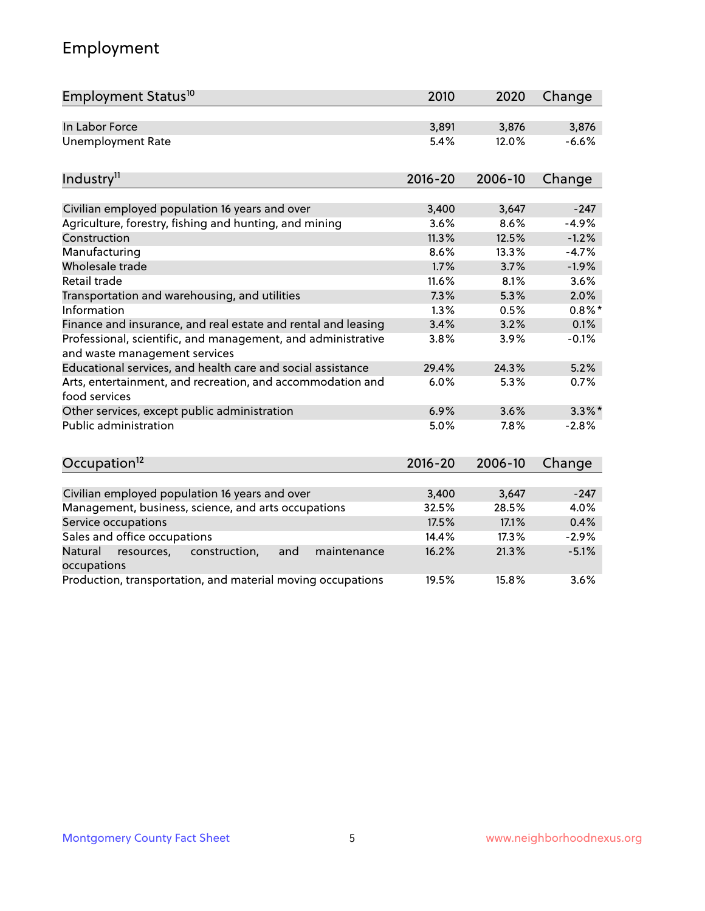## Employment

| Employment Status[10] | 2010 | 2020 | Change |
|---|---|---|---|
| In Labor Force | 3,891 | 3,876 | 3,876 |
| Unemployment Rate | 5.4% | 12.0% | -6.6% |

| Industry[11] | 2016-20 | 2006-10 | Change |
|---|---|---|---|
| Civilian employed population 16 years and over | 3,400 | 3,647 | -247 |
| Agriculture, forestry, fishing and hunting, and mining | 3.6% | 8.6% | -4.9% |
| Construction | 11.3% | 12.5% | -1.2% |
| Manufacturing | 8.6% | 13.3% | -4.7% |
| Wholesale trade | 1.7% | 3.7% | -1.9% |
| Retail trade | 11.6% | 8.1% | 3.6% |
| Transportation and warehousing, and utilities | 7.3% | 5.3% | 2.0% |
| Information | 1.3% | 0.5% | 0.8%* |
| Finance and insurance, and real estate and rental and leasing | 3.4% | 3.2% | 0.1% |
| Professional, scientific, and management, and administrative and waste management services | 3.8% | 3.9% | -0.1% |
| Educational services, and health care and social assistance | 29.4% | 24.3% | 5.2% |
| Arts, entertainment, and recreation, and accommodation and food services | 6.0% | 5.3% | 0.7% |
| Other services, except public administration | 6.9% | 3.6% | 3.3%* |
| Public administration | 5.0% | 7.8% | -2.8% |

| Occupation[12] | 2016-20 | 2006-10 | Change |
|---|---|---|---|
| Civilian employed population 16 years and over | 3,400 | 3,647 | -247 |
| Management, business, science, and arts occupations | 32.5% | 28.5% | 4.0% |
| Service occupations | 17.5% | 17.1% | 0.4% |
| Sales and office occupations | 14.4% | 17.3% | -2.9% |
| Natural resources, construction, and maintenance occupations | 16.2% | 21.3% | -5.1% |
| Production, transportation, and material moving occupations | 19.5% | 15.8% | 3.6% |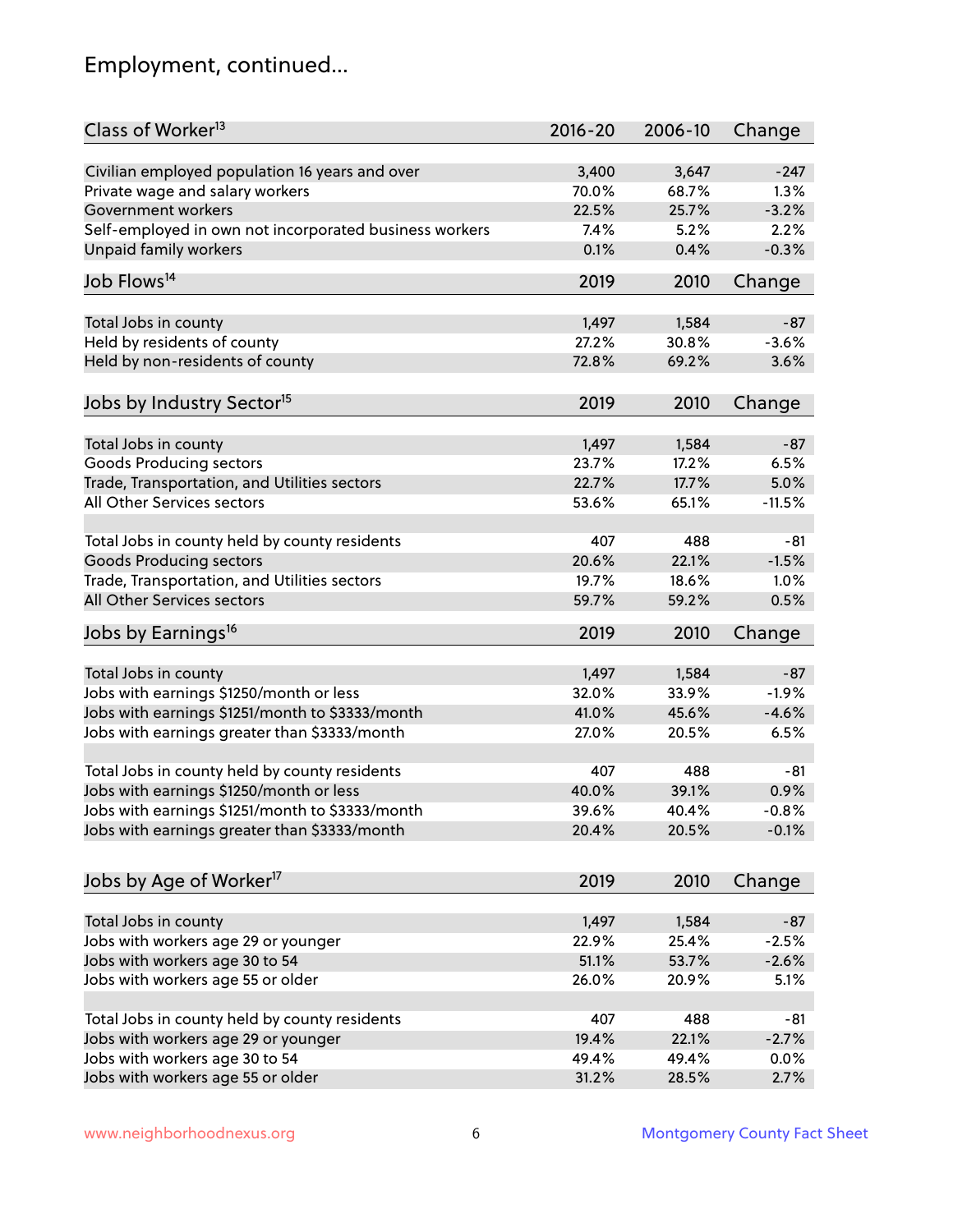# Employment, continued...

| Class of Worker[13] | 2016-20 | 2006-10 | Change |
|---|---|---|---|
| Civilian employed population 16 years and over | 3,400 | 3,647 | -247 |
| Private wage and salary workers | 70.0% | 68.7% | 1.3% |
| Government workers | 22.5% | 25.7% | -3.2% |
| Self-employed in own not incorporated business workers | 7.4% | 5.2% | 2.2% |
| Unpaid family workers | 0.1% | 0.4% | -0.3% |

| Job Flows[14] | 2019 | 2010 | Change |
|---|---|---|---|
| Total Jobs in county | 1,497 | 1,584 | -87 |
| Held by residents of county | 27.2% | 30.8% | -3.6% |
| Held by non-residents of county | 72.8% | 69.2% | 3.6% |

| Jobs by Industry Sector[15] | 2019 | 2010 | Change |
|---|---|---|---|
| Total Jobs in county | 1,497 | 1,584 | -87 |
| Goods Producing sectors | 23.7% | 17.2% | 6.5% |
| Trade, Transportation, and Utilities sectors | 22.7% | 17.7% | 5.0% |
| All Other Services sectors | 53.6% | 65.1% | -11.5% |
| | | | |
| Total Jobs in county held by county residents | 407 | 488 | -81 |
| Goods Producing sectors | 20.6% | 22.1% | -1.5% |
| Trade, Transportation, and Utilities sectors | 19.7% | 18.6% | 1.0% |
| All Other Services sectors | 59.7% | 59.2% | 0.5% |

| Jobs by Earnings[16] | 2019 | 2010 | Change |
|---|---|---|---|
| Total Jobs in county | 1,497 | 1,584 | -87 |
| Jobs with earnings $1250/month or less | 32.0% | 33.9% | -1.9% |
| Jobs with earnings $1251/month to $3333/month | 41.0% | 45.6% | -4.6% |
| Jobs with earnings greater than $3333/month | 27.0% | 20.5% | 6.5% |
| | | | |
| Total Jobs in county held by county residents | 407 | 488 | -81 |
| Jobs with earnings $1250/month or less | 40.0% | 39.1% | 0.9% |
| Jobs with earnings $1251/month to $3333/month | 39.6% | 40.4% | -0.8% |
| Jobs with earnings greater than $3333/month | 20.4% | 20.5% | -0.1% |

| Jobs by Age of Worker[17] | 2019 | 2010 | Change |
|---|---|---|---|
| Total Jobs in county | 1,497 | 1,584 | -87 |
| Jobs with workers age 29 or younger | 22.9% | 25.4% | -2.5% |
| Jobs with workers age 30 to 54 | 51.1% | 53.7% | -2.6% |
| Jobs with workers age 55 or older | 26.0% | 20.9% | 5.1% |
| | | | |
| Total Jobs in county held by county residents | 407 | 488 | -81 |
| Jobs with workers age 29 or younger | 19.4% | 22.1% | -2.7% |
| Jobs with workers age 30 to 54 | 49.4% | 49.4% | 0.0% |
| Jobs with workers age 55 or older | 31.2% | 28.5% | 2.7% |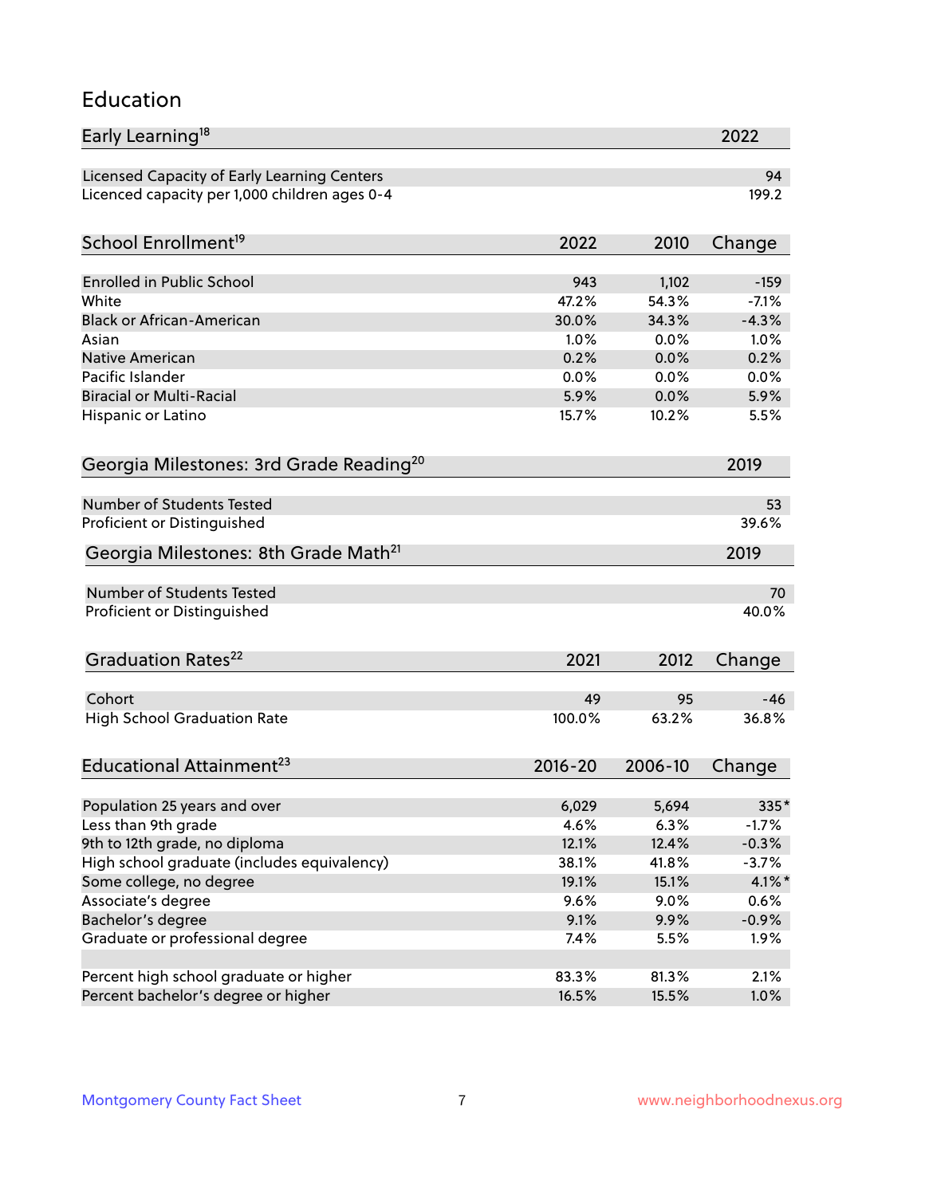# Education

| Early Learning[18] | 2022 |
|---|---|
| Licensed Capacity of Early Learning Centers | 94 |
| Licenced capacity per 1,000 children ages 0-4 | 199.2 |

| School Enrollment[19] | 2022 | 2010 | Change |
|---|---|---|---|
| Enrolled in Public School | 943 | 1,102 | -159 |
| White | 47.2% | 54.3% | -7.1% |
| Black or African-American | 30.0% | 34.3% | -4.3% |
| Asian | 1.0% | 0.0% | 1.0% |
| Native American | 0.2% | 0.0% | 0.2% |
| Pacific Islander | 0.0% | 0.0% | 0.0% |
| Biracial or Multi-Racial | 5.9% | 0.0% | 5.9% |
| Hispanic or Latino | 15.7% | 10.2% | 5.5% |

| Georgia Milestones: 3rd Grade Reading[20] | 2019 |
|---|---|
| Number of Students Tested | 53 |
| Proficient or Distinguished | 39.6% |

| Georgia Milestones: 8th Grade Math[21] | 2019 |
|---|---|
| Number of Students Tested | 70 |
| Proficient or Distinguished | 40.0% |

| Graduation Rates[22] | 2021 | 2012 | Change |
|---|---|---|---|
| Cohort | 49 | 95 | -46 |
| High School Graduation Rate | 100.0% | 63.2% | 36.8% |

| Educational Attainment[23] | 2016-20 | 2006-10 | Change |
|---|---|---|---|
| Population 25 years and over | 6,029 | 5,694 | 335* |
| Less than 9th grade | 4.6% | 6.3% | -1.7% |
| 9th to 12th grade, no diploma | 12.1% | 12.4% | -0.3% |
| High school graduate (includes equivalency) | 38.1% | 41.8% | -3.7% |
| Some college, no degree | 19.1% | 15.1% | 4.1%* |
| Associate's degree | 9.6% | 9.0% | 0.6% |
| Bachelor's degree | 9.1% | 9.9% | -0.9% |
| Graduate or professional degree | 7.4% | 5.5% | 1.9% |
| | | | |
| Percent high school graduate or higher | 83.3% | 81.3% | 2.1% |
| Percent bachelor's degree or higher | 16.5% | 15.5% | 1.0% |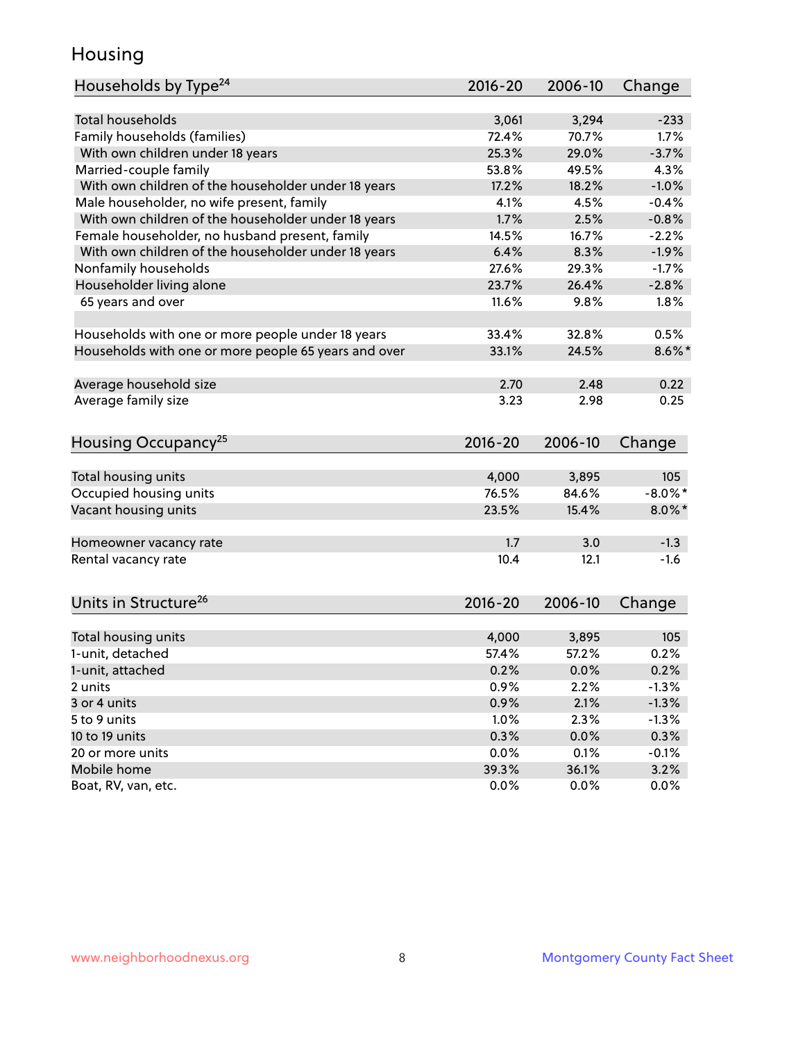## Housing

| Households by Type[24] | 2016-20 | 2006-10 | Change |
|---|---|---|---|
| Total households | 3,061 | 3,294 | -233 |
| Family households (families) | 72.4% | 70.7% | 1.7% |
| With own children under 18 years | 25.3% | 29.0% | -3.7% |
| Married-couple family | 53.8% | 49.5% | 4.3% |
| With own children of the householder under 18 years | 17.2% | 18.2% | -1.0% |
| Male householder, no wife present, family | 4.1% | 4.5% | -0.4% |
| With own children of the householder under 18 years | 1.7% | 2.5% | -0.8% |
| Female householder, no husband present, family | 14.5% | 16.7% | -2.2% |
| With own children of the householder under 18 years | 6.4% | 8.3% | -1.9% |
| Nonfamily households | 27.6% | 29.3% | -1.7% |
| Householder living alone | 23.7% | 26.4% | -2.8% |
| 65 years and over | 11.6% | 9.8% | 1.8% |
| | | | |
| Households with one or more people under 18 years | 33.4% | 32.8% | 0.5% |
| Households with one or more people 65 years and over | 33.1% | 24.5% | 8.6%* |
| | | | |
| Average household size | 2.70 | 2.48 | 0.22 |
| Average family size | 3.23 | 2.98 | 0.25 |

| Housing Occupancy[25] | 2016-20 | 2006-10 | Change |
|---|---|---|---|
| Total housing units | 4,000 | 3,895 | 105 |
| Occupied housing units | 76.5% | 84.6% | -8.0%* |
| Vacant housing units | 23.5% | 15.4% | 8.0%* |
| | | | |
| Homeowner vacancy rate | 1.7 | 3.0 | -1.3 |
| Rental vacancy rate | 10.4 | 12.1 | -1.6 |

| Units in Structure[26] | 2016-20 | 2006-10 | Change |
|---|---|---|---|
| Total housing units | 4,000 | 3,895 | 105 |
| 1-unit, detached | 57.4% | 57.2% | 0.2% |
| 1-unit, attached | 0.2% | 0.0% | 0.2% |
| 2 units | 0.9% | 2.2% | -1.3% |
| 3 or 4 units | 0.9% | 2.1% | -1.3% |
| 5 to 9 units | 1.0% | 2.3% | -1.3% |
| 10 to 19 units | 0.3% | 0.0% | 0.3% |
| 20 or more units | 0.0% | 0.1% | -0.1% |
| Mobile home | 39.3% | 36.1% | 3.2% |
| Boat, RV, van, etc. | 0.0% | 0.0% | 0.0% |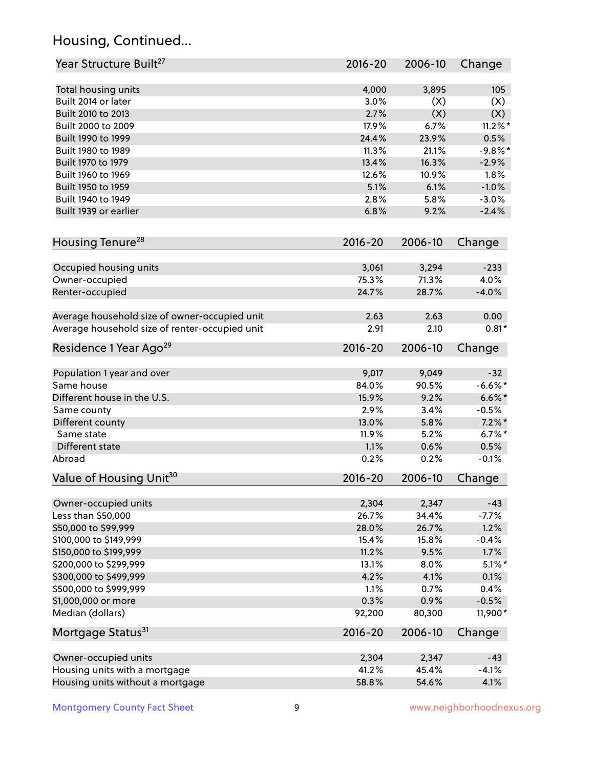## Housing, Continued...

| Year Structure Built[27] | 2016-20 | 2006-10 | Change |
|---|---|---|---|
| Total housing units | 4,000 | 3,895 | 105 |
| Built 2014 or later | 3.0% | (X) | (X) |
| Built 2010 to 2013 | 2.7% | (X) | (X) |
| Built 2000 to 2009 | 17.9% | 6.7% | 11.2%* |
| Built 1990 to 1999 | 24.4% | 23.9% | 0.5% |
| Built 1980 to 1989 | 11.3% | 21.1% | -9.8%* |
| Built 1970 to 1979 | 13.4% | 16.3% | -2.9% |
| Built 1960 to 1969 | 12.6% | 10.9% | 1.8% |
| Built 1950 to 1959 | 5.1% | 6.1% | -1.0% |
| Built 1940 to 1949 | 2.8% | 5.8% | -3.0% |
| Built 1939 or earlier | 6.8% | 9.2% | -2.4% |

| Housing Tenure[28] | 2016-20 | 2006-10 | Change |
|---|---|---|---|
| Occupied housing units | 3,061 | 3,294 | -233 |
| Owner-occupied | 75.3% | 71.3% | 4.0% |
| Renter-occupied | 24.7% | 28.7% | -4.0% |
| Average household size of owner-occupied unit | 2.63 | 2.63 | 0.00 |
| Average household size of renter-occupied unit | 2.91 | 2.10 | 0.81* |

| Residence 1 Year Ago[29] | 2016-20 | 2006-10 | Change |
|---|---|---|---|
| Population 1 year and over | 9,017 | 9,049 | -32 |
| Same house | 84.0% | 90.5% | -6.6%* |
| Different house in the U.S. | 15.9% | 9.2% | 6.6%* |
| Same county | 2.9% | 3.4% | -0.5% |
| Different county | 13.0% | 5.8% | 7.2%* |
| Same state | 11.9% | 5.2% | 6.7%* |
| Different state | 1.1% | 0.6% | 0.5% |
| Abroad | 0.2% | 0.2% | -0.1% |

| Value of Housing Unit[30] | 2016-20 | 2006-10 | Change |
|---|---|---|---|
| Owner-occupied units | 2,304 | 2,347 | -43 |
| Less than $50,000 | 26.7% | 34.4% | -7.7% |
| $50,000 to $99,999 | 28.0% | 26.7% | 1.2% |
| $100,000 to $149,999 | 15.4% | 15.8% | -0.4% |
| $150,000 to $199,999 | 11.2% | 9.5% | 1.7% |
| $200,000 to $299,999 | 13.1% | 8.0% | 5.1%* |
| $300,000 to $499,999 | 4.2% | 4.1% | 0.1% |
| $500,000 to $999,999 | 1.1% | 0.7% | 0.4% |
| $1,000,000 or more | 0.3% | 0.9% | -0.5% |
| Median (dollars) | 92,200 | 80,300 | 11,900* |

| Mortgage Status[31] | 2016-20 | 2006-10 | Change |
|---|---|---|---|
| Owner-occupied units | 2,304 | 2,347 | -43 |
| Housing units with a mortgage | 41.2% | 45.4% | -4.1% |
| Housing units without a mortgage | 58.8% | 54.6% | 4.1% |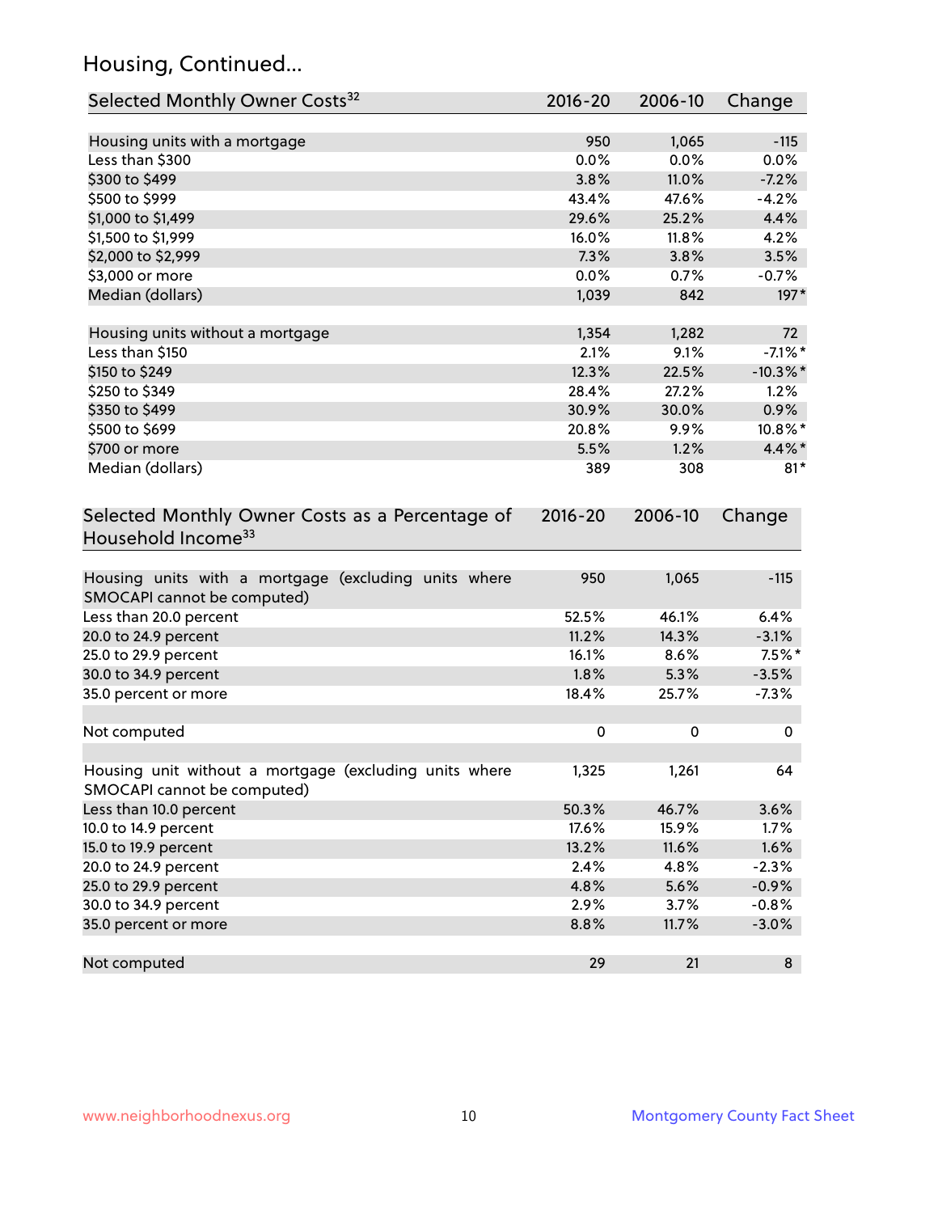## Housing, Continued...

| Selected Monthly Owner Costs[32] | 2016-20 | 2006-10 | Change |
|---|---|---|---|
| Housing units with a mortgage | 950 | 1,065 | -115 |
| Less than $300 | 0.0% | 0.0% | 0.0% |
| $300 to $499 | 3.8% | 11.0% | -7.2% |
| $500 to $999 | 43.4% | 47.6% | -4.2% |
| $1,000 to $1,499 | 29.6% | 25.2% | 4.4% |
| $1,500 to $1,999 | 16.0% | 11.8% | 4.2% |
| $2,000 to $2,999 | 7.3% | 3.8% | 3.5% |
| $3,000 or more | 0.0% | 0.7% | -0.7% |
| Median (dollars) | 1,039 | 842 | 197* |
| | | | |
| Housing units without a mortgage | 1,354 | 1,282 | 72 |
| Less than $150 | 2.1% | 9.1% | -7.1%* |
| $150 to $249 | 12.3% | 22.5% | -10.3%* |
| $250 to $349 | 28.4% | 27.2% | 1.2% |
| $350 to $499 | 30.9% | 30.0% | 0.9% |
| $500 to $699 | 20.8% | 9.9% | 10.8%* |
| $700 or more | 5.5% | 1.2% | 4.4%* |
| Median (dollars) | 389 | 308 | 81* |

| Selected Monthly Owner Costs as a Percentage of Household Income[33] | 2016-20 | 2006-10 | Change |
|---|---|---|---|
| Housing units with a mortgage (excluding units where SMOCAPI cannot be computed) | 950 | 1,065 | -115 |
| Less than 20.0 percent | 52.5% | 46.1% | 6.4% |
| 20.0 to 24.9 percent | 11.2% | 14.3% | -3.1% |
| 25.0 to 29.9 percent | 16.1% | 8.6% | 7.5%* |
| 30.0 to 34.9 percent | 1.8% | 5.3% | -3.5% |
| 35.0 percent or more | 18.4% | 25.7% | -7.3% |
| | | | |
| Not computed | 0 | 0 | 0 |
| | | | |
| Housing unit without a mortgage (excluding units where SMOCAPI cannot be computed) | 1,325 | 1,261 | 64 |
| Less than 10.0 percent | 50.3% | 46.7% | 3.6% |
| 10.0 to 14.9 percent | 17.6% | 15.9% | 1.7% |
| 15.0 to 19.9 percent | 13.2% | 11.6% | 1.6% |
| 20.0 to 24.9 percent | 2.4% | 4.8% | -2.3% |
| 25.0 to 29.9 percent | 4.8% | 5.6% | -0.9% |
| 30.0 to 34.9 percent | 2.9% | 3.7% | -0.8% |
| 35.0 percent or more | 8.8% | 11.7% | -3.0% |
| | | | |
| Not computed | 29 | 21 | 8 |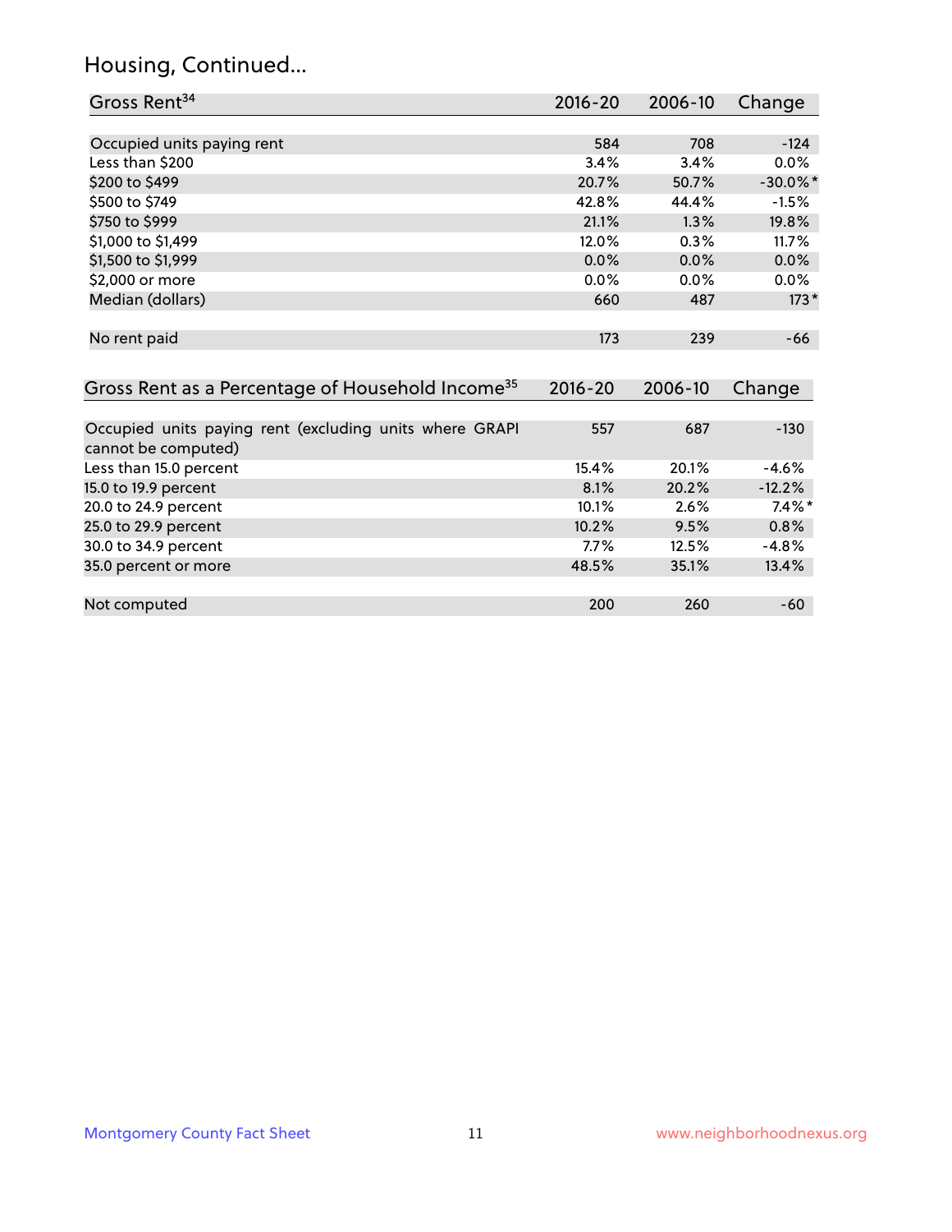## Housing, Continued...

| Gross Rent[34] | 2016-20 | 2006-10 | Change |
|---|---|---|---|
| Occupied units paying rent | 584 | 708 | -124 |
| Less than $200 | 3.4% | 3.4% | 0.0% |
| $200 to $499 | 20.7% | 50.7% | -30.0%* |
| $500 to $749 | 42.8% | 44.4% | -1.5% |
| $750 to $999 | 21.1% | 1.3% | 19.8% |
| $1,000 to $1,499 | 12.0% | 0.3% | 11.7% |
| $1,500 to $1,999 | 0.0% | 0.0% | 0.0% |
| $2,000 or more | 0.0% | 0.0% | 0.0% |
| Median (dollars) | 660 | 487 | 173* |
| No rent paid | 173 | 239 | -66 |

| Gross Rent as a Percentage of Household Income[35] | 2016-20 | 2006-10 | Change |
|---|---|---|---|
| Occupied units paying rent (excluding units where GRAPI cannot be computed) | 557 | 687 | -130 |
| Less than 15.0 percent | 15.4% | 20.1% | -4.6% |
| 15.0 to 19.9 percent | 8.1% | 20.2% | -12.2% |
| 20.0 to 24.9 percent | 10.1% | 2.6% | 7.4%* |
| 25.0 to 29.9 percent | 10.2% | 9.5% | 0.8% |
| 30.0 to 34.9 percent | 7.7% | 12.5% | -4.8% |
| 35.0 percent or more | 48.5% | 35.1% | 13.4% |
| Not computed | 200 | 260 | -60 |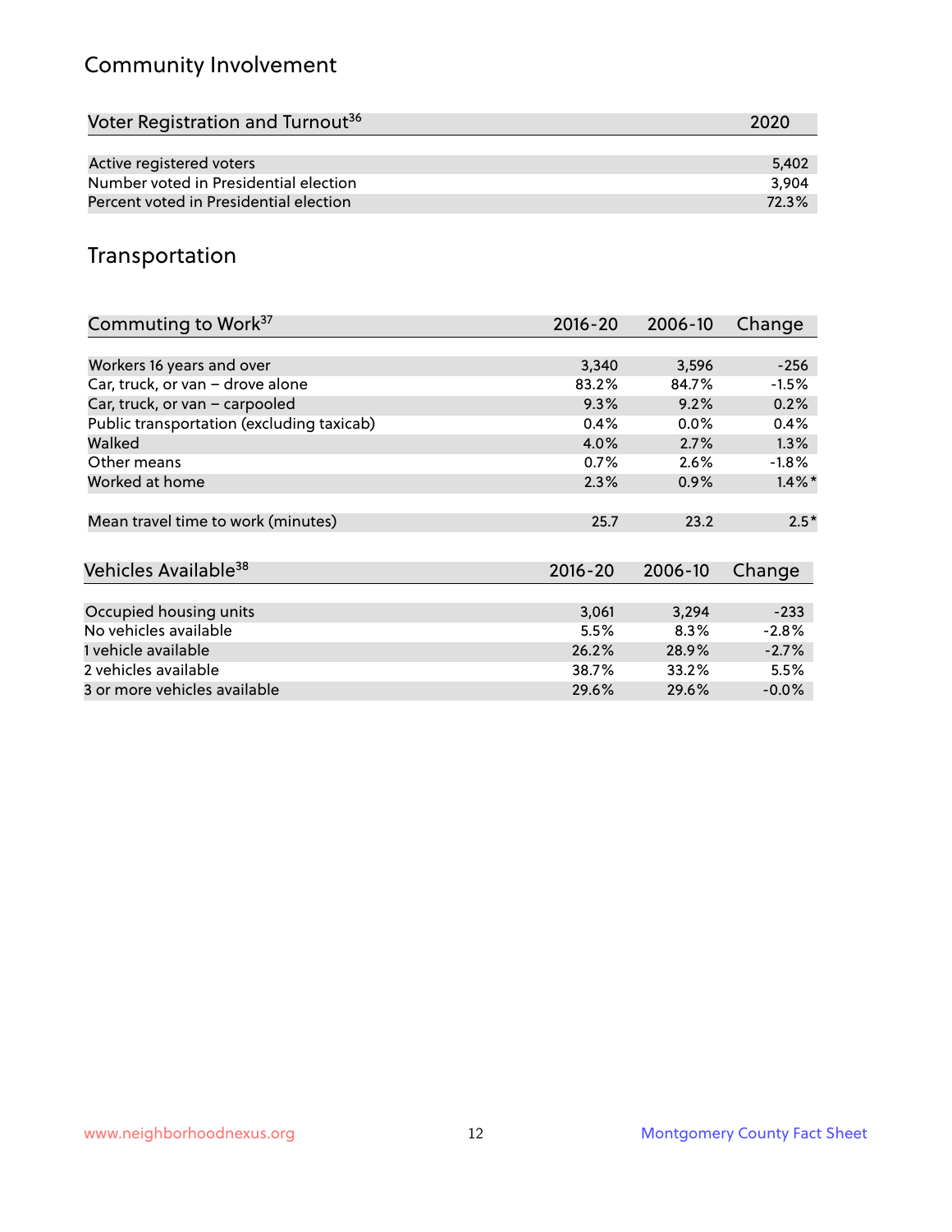## Community Involvement

| Voter Registration and Turnout[36] | 2020 |
|---|---|
| Active registered voters | 5,402 |
| Number voted in Presidential election | 3,904 |
| Percent voted in Presidential election | 72.3% |

## Transportation

| Commuting to Work[37] | 2016-20 | 2006-10 | Change |
|---|---|---|---|
| Workers 16 years and over | 3,340 | 3,596 | -256 |
| Car, truck, or van – drove alone | 83.2% | 84.7% | -1.5% |
| Car, truck, or van – carpooled | 9.3% | 9.2% | 0.2% |
| Public transportation (excluding taxicab) | 0.4% | 0.0% | 0.4% |
| Walked | 4.0% | 2.7% | 1.3% |
| Other means | 0.7% | 2.6% | -1.8% |
| Worked at home | 2.3% | 0.9% | 1.4%* |
| Mean travel time to work (minutes) | 25.7 | 23.2 | 2.5* |

| Vehicles Available[38] | 2016-20 | 2006-10 | Change |
|---|---|---|---|
| Occupied housing units | 3,061 | 3,294 | -233 |
| No vehicles available | 5.5% | 8.3% | -2.8% |
| 1 vehicle available | 26.2% | 28.9% | -2.7% |
| 2 vehicles available | 38.7% | 33.2% | 5.5% |
| 3 or more vehicles available | 29.6% | 29.6% | -0.0% |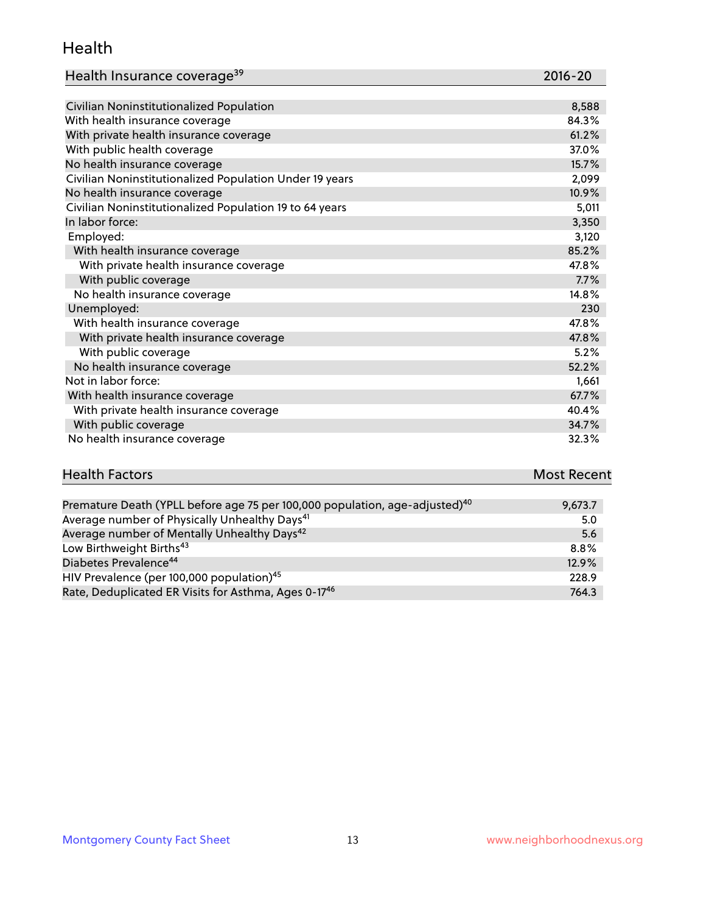# Health

| Health Insurance coverage[39] | 2016-20 |
| --- | --- |
| Civilian Noninstitutionalized Population | 8,588 |
| With health insurance coverage | 84.3% |
| With private health insurance coverage | 61.2% |
| With public health coverage | 37.0% |
| No health insurance coverage | 15.7% |
| Civilian Noninstitutionalized Population Under 19 years | 2,099 |
| No health insurance coverage | 10.9% |
| Civilian Noninstitutionalized Population 19 to 64 years | 5,011 |
| In labor force: | 3,350 |
| Employed: | 3,120 |
| With health insurance coverage | 85.2% |
| With private health insurance coverage | 47.8% |
| With public coverage | 7.7% |
| No health insurance coverage | 14.8% |
| Unemployed: | 230 |
| With health insurance coverage | 47.8% |
| With private health insurance coverage | 47.8% |
| With public coverage | 5.2% |
| No health insurance coverage | 52.2% |
| Not in labor force: | 1,661 |
| With health insurance coverage | 67.7% |
| With private health insurance coverage | 40.4% |
| With public coverage | 34.7% |
| No health insurance coverage | 32.3% |

| Health Factors | Most Recent |
| --- | --- |
| Premature Death (YPLL before age 75 per 100,000 population, age-adjusted)[40] | 9,673.7 |
| Average number of Physically Unhealthy Days[41] | 5.0 |
| Average number of Mentally Unhealthy Days[42] | 5.6 |
| Low Birthweight Births[43] | 8.8% |
| Diabetes Prevalence[44] | 12.9% |
| HIV Prevalence (per 100,000 population)[45] | 228.9 |
| Rate, Deduplicated ER Visits for Asthma, Ages 0-17[46] | 764.3 |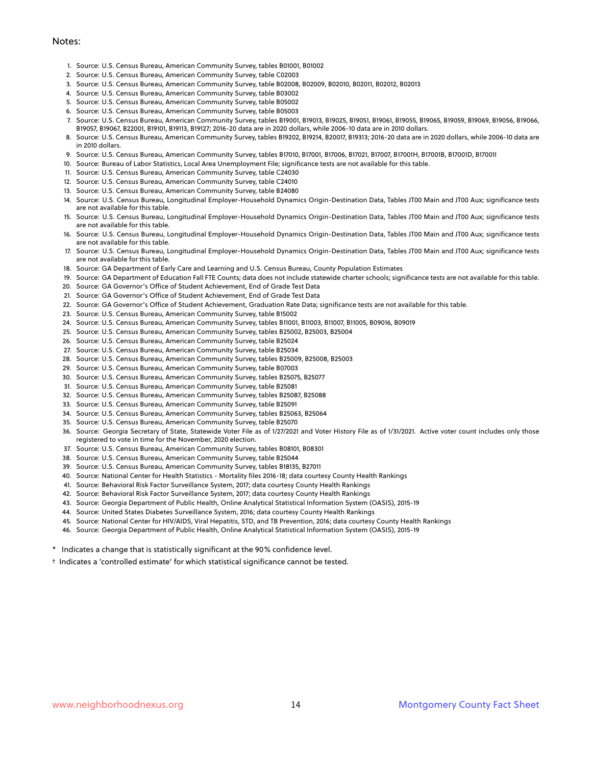Notes:

1. Source: U.S. Census Bureau, American Community Survey, tables B01001, B01002
2. Source: U.S. Census Bureau, American Community Survey, table C02003
3. Source: U.S. Census Bureau, American Community Survey, table B02008, B02009, B02010, B02011, B02012, B02013
4. Source: U.S. Census Bureau, American Community Survey, table B03002
5. Source: U.S. Census Bureau, American Community Survey, table B05002
6. Source: U.S. Census Bureau, American Community Survey, table B05003
7. Source: U.S. Census Bureau, American Community Survey, tables B19001, B19013, B19025, B19051, B19061, B19055, B19065, B19059, B19069, B19056, B19066, B19057, B19067, B22001, B19101, B19113, B19127; 2016-20 data are in 2020 dollars, while 2006-10 data are in 2010 dollars.
8. Source: U.S. Census Bureau, American Community Survey, tables B19202, B19214, B20017, B19313; 2016-20 data are in 2020 dollars, while 2006-10 data are in 2010 dollars.
9. Source: U.S. Census Bureau, American Community Survey, tables B17010, B17001, B17006, B17021, B17007, B17001H, B17001B, B17001D, B17001I
10. Source: Bureau of Labor Statistics, Local Area Unemployment File; significance tests are not available for this table.
11. Source: U.S. Census Bureau, American Community Survey, table C24030
12. Source: U.S. Census Bureau, American Community Survey, table C24010
13. Source: U.S. Census Bureau, American Community Survey, table B24080
14. Source: U.S. Census Bureau, Longitudinal Employer-Household Dynamics Origin-Destination Data, Tables JT00 Main and JT00 Aux; significance tests are not available for this table.
15. Source: U.S. Census Bureau, Longitudinal Employer-Household Dynamics Origin-Destination Data, Tables JT00 Main and JT00 Aux; significance tests are not available for this table.
16. Source: U.S. Census Bureau, Longitudinal Employer-Household Dynamics Origin-Destination Data, Tables JT00 Main and JT00 Aux; significance tests are not available for this table.
17. Source: U.S. Census Bureau, Longitudinal Employer-Household Dynamics Origin-Destination Data, Tables JT00 Main and JT00 Aux; significance tests are not available for this table.
18. Source: GA Department of Early Care and Learning and U.S. Census Bureau, County Population Estimates
19. Source: GA Department of Education Fall FTE Counts; data does not include statewide charter schools; significance tests are not available for this table.
20. Source: GA Governor's Office of Student Achievement, End of Grade Test Data
21. Source: GA Governor's Office of Student Achievement, End of Grade Test Data
22. Source: GA Governor's Office of Student Achievement, Graduation Rate Data; significance tests are not available for this table.
23. Source: U.S. Census Bureau, American Community Survey, table B15002
24. Source: U.S. Census Bureau, American Community Survey, tables B11001, B11003, B11007, B11005, B09016, B09019
25. Source: U.S. Census Bureau, American Community Survey, tables B25002, B25003, B25004
26. Source: U.S. Census Bureau, American Community Survey, table B25024
27. Source: U.S. Census Bureau, American Community Survey, table B25034
28. Source: U.S. Census Bureau, American Community Survey, tables B25009, B25008, B25003
29. Source: U.S. Census Bureau, American Community Survey, table B07003
30. Source: U.S. Census Bureau, American Community Survey, tables B25075, B25077
31. Source: U.S. Census Bureau, American Community Survey, table B25081
32. Source: U.S. Census Bureau, American Community Survey, tables B25087, B25088
33. Source: U.S. Census Bureau, American Community Survey, table B25091
34. Source: U.S. Census Bureau, American Community Survey, tables B25063, B25064
35. Source: U.S. Census Bureau, American Community Survey, table B25070
36. Source: Georgia Secretary of State, Statewide Voter File as of 1/27/2021 and Voter History File as of 1/31/2021. Active voter count includes only those registered to vote in time for the November, 2020 election.
37. Source: U.S. Census Bureau, American Community Survey, tables B08101, B08301
38. Source: U.S. Census Bureau, American Community Survey, table B25044
39. Source: U.S. Census Bureau, American Community Survey, tables B18135, B27011
40. Source: National Center for Health Statistics - Mortality files 2016-18; data courtesy County Health Rankings
41. Source: Behavioral Risk Factor Surveillance System, 2017; data courtesy County Health Rankings
42. Source: Behavioral Risk Factor Surveillance System, 2017; data courtesy County Health Rankings
43. Source: Georgia Department of Public Health, Online Analytical Statistical Information System (OASIS), 2015-19
44. Source: United States Diabetes Surveillance System, 2016; data courtesy County Health Rankings
45. Source: National Center for HIV/AIDS, Viral Hepatitis, STD, and TB Prevention, 2016; data courtesy County Health Rankings
46. Source: Georgia Department of Public Health, Online Analytical Statistical Information System (OASIS), 2015-19

\* Indicates a change that is statistically significant at the 90% confidence level.

† Indicates a 'controlled estimate' for which statistical significance cannot be tested.